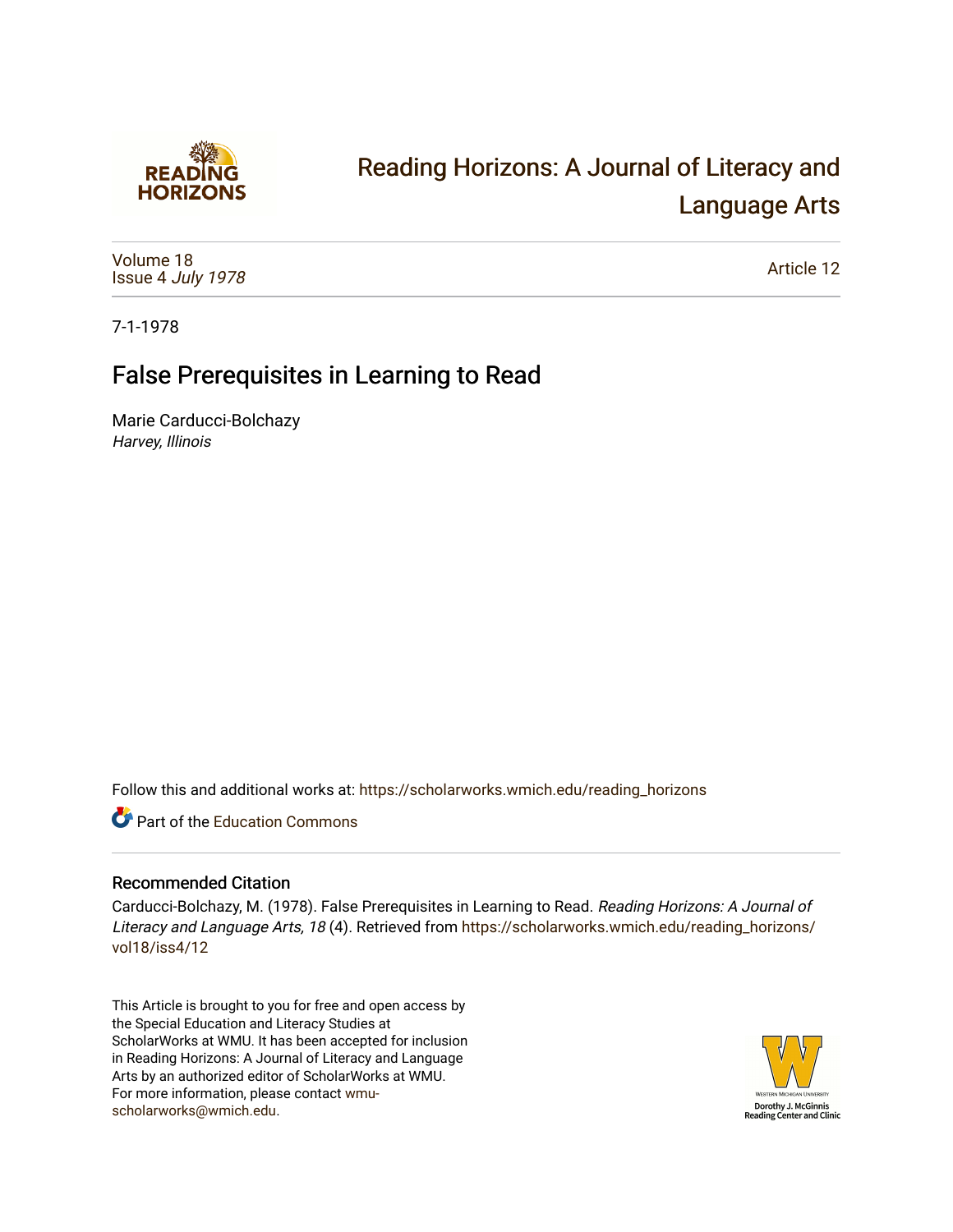# Reading Horizons: A Journal of Literacy and Language Arts

Volume 18
Issue 4 *July 1978*

Article 12

7-1-1978

## False Prerequisites in Learning to Read

Marie Carducci-Bolchazy
*Harvey, Illinois*

Follow this and additional works at: https://scholarworks.wmich.edu/reading_horizons

Part of the Education Commons

### Recommended Citation

Carducci-Bolchazy, M. (1978). False Prerequisites in Learning to Read. *Reading Horizons: A Journal of Literacy and Language Arts, 18* (4). Retrieved from https://scholarworks.wmich.edu/reading_horizons/vol18/iss4/12

This Article is brought to you for free and open access by the Special Education and Literacy Studies at ScholarWorks at WMU. It has been accepted for inclusion in Reading Horizons: A Journal of Literacy and Language Arts by an authorized editor of ScholarWorks at WMU. For more information, please contact wmu-scholarworks@wmich.edu.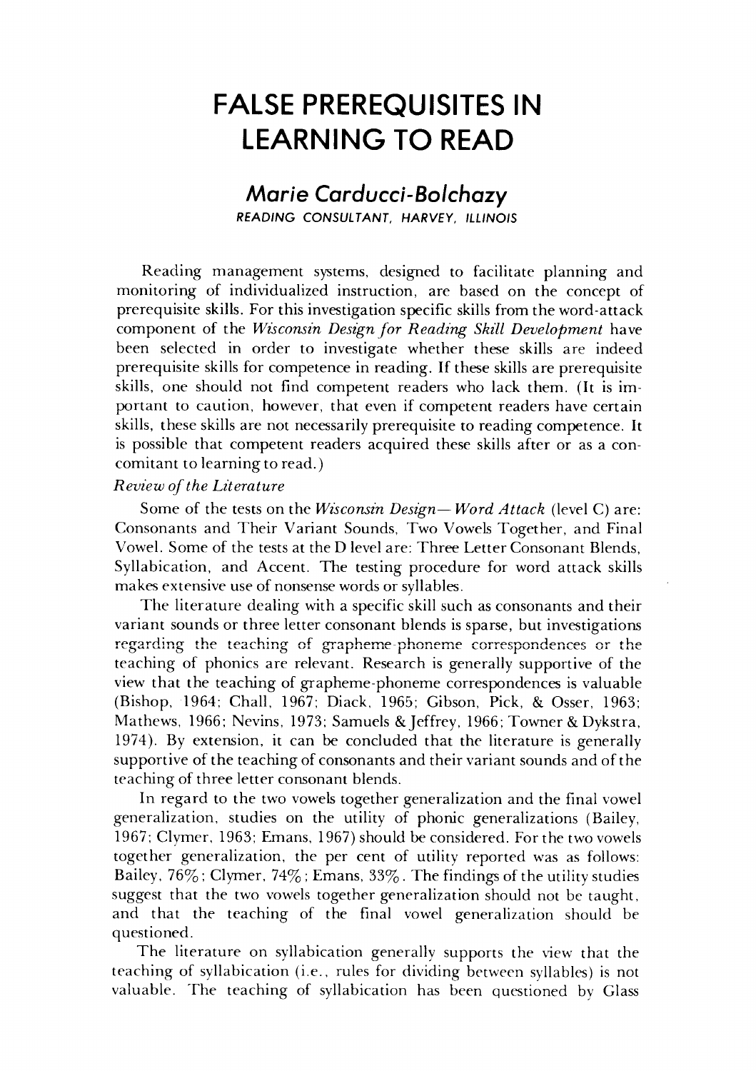# FALSE PREREQUISITES IN LEARNING TO READ

## *Marie Carducci-Bolchazy*

**READING CONSULTANT, HARVEY, ILLINOIS**

Reading management systems, designed to facilitate planning and monitoring of individualized instruction, are based on the concept of prerequisite skills. For this investigation specific skills from the word-attack component of the *Wisconsin Design for Reading Skill Development* have been selected in order to investigate whether these skills are indeed prerequisite skills for competence in reading. If these skills are prerequisite skills, one should not find competent readers who lack them. (It is important to caution, however, that even if competent readers have certain skills, these skills are not necessarily prerequisite to reading competence. It is possible that competent readers acquired these skills after or as a concomitant to learning to read.)

*Review of the Literature*

Some of the tests on the *Wisconsin Design— Word Attack* (level C) are: Consonants and Their Variant Sounds, Two Vowels Together, and Final Vowel. Some of the tests at the D level are: Three Letter Consonant Blends, Syllabication, and Accent. The testing procedure for word attack skills makes extensive use of nonsense words or syllables.

The literature dealing with a specific skill such as consonants and their variant sounds or three letter consonant blends is sparse, but investigations regarding the teaching of grapheme-phoneme correspondences or the teaching of phonics are relevant. Research is generally supportive of the view that the teaching of grapheme-phoneme correspondences is valuable (Bishop, 1964; Chall, 1967; Diack, 1965; Gibson, Pick, & Osser, 1963; Mathews, 1966; Nevins, 1973; Samuels & Jeffrey, 1966; Towner & Dykstra, 1974). By extension, it can be concluded that the literature is generally supportive of the teaching of consonants and their variant sounds and of the teaching of three letter consonant blends.

In regard to the two vowels together generalization and the final vowel generalization, studies on the utility of phonic generalizations (Bailey, 1967; Clymer, 1963; Emans, 1967) should be considered. For the two vowels together generalization, the per cent of utility reported was as follows: Bailey, 76%; Clymer, 74%; Emans, 33%. The findings of the utility studies suggest that the two vowels together generalization should not be taught, and that the teaching of the final vowel generalization should be questioned.

The literature on syllabication generally supports the view that the teaching of syllabication (i.e., rules for dividing between syllables) is not valuable. The teaching of syllabication has been questioned by Glass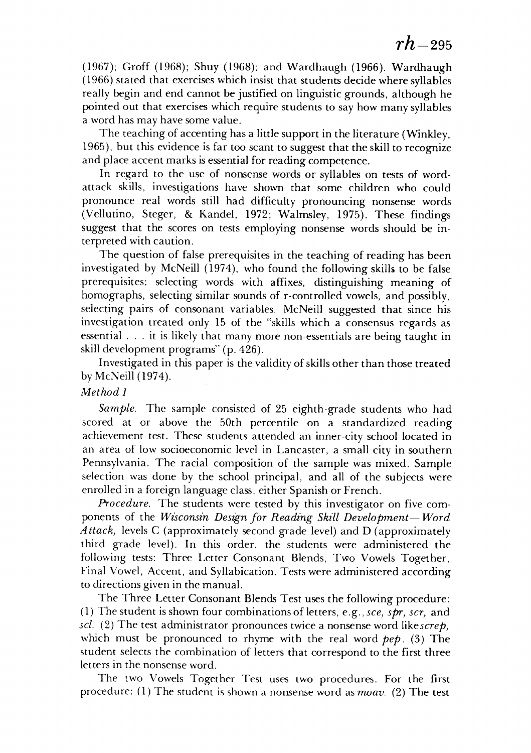(1967); Groff (1968); Shuy (1968); and Wardhaugh (1966). Wardhaugh (1966) stated that exercises which insist that students decide where syllables really begin and end cannot be justified on linguistic grounds, although he pointed out that exercises which require students to say how many syllables a word has may have some value.

The teaching of accenting has a little support in the literature (Winkley, 1965), but this evidence is far too scant to suggest that the skill to recognize and place accent marks is essential for reading competence.

In regard to the use of nonsense words or syllables on tests of word-attack skills, investigations have shown that some children who could pronounce real words still had difficulty pronouncing nonsense words (Vellutino, Steger, & Kandel, 1972; Walmsley, 1975). These findings suggest that the scores on tests employing nonsense words should be interpreted with caution.

The question of false prerequisites in the teaching of reading has been investigated by McNeill (1974), who found the following skills to be false prerequisites: selecting words with affixes, distinguishing meaning of homographs, selecting similar sounds of r-controlled vowels, and possibly, selecting pairs of consonant variables. McNeill suggested that since his investigation treated only 15 of the "skills which a consensus regards as essential . . . it is likely that many more non-essentials are being taught in skill development programs" (p. 426).

Investigated in this paper is the validity of skills other than those treated by McNeill (1974).

*Method 1*

*Sample.* The sample consisted of 25 eighth-grade students who had scored at or above the 50th percentile on a standardized reading achievement test. These students attended an inner-city school located in an area of low socioeconomic level in Lancaster, a small city in southern Pennsylvania. The racial composition of the sample was mixed. Sample selection was done by the school principal, and all of the subjects were enrolled in a foreign language class, either Spanish or French.

*Procedure.* The students were tested by this investigator on five components of the *Wisconsin Design for Reading Skill Development—Word Attack,* levels C (approximately second grade level) and D (approximately third grade level). In this order, the students were administered the following tests: Three Letter Consonant Blends, Two Vowels Together, Final Vowel, Accent, and Syllabication. Tests were administered according to directions given in the manual.

The Three Letter Consonant Blends Test uses the following procedure: (1) The student is shown four combinations of letters, e.g., *sce, spr, scr,* and *scl.* (2) The test administrator pronounces twice a nonsense word like *screp,* which must be pronounced to rhyme with the real word *pep*. (3) The student selects the combination of letters that correspond to the first three letters in the nonsense word.

The two Vowels Together Test uses two procedures. For the first procedure: (1) The student is shown a nonsense word as *moav.* (2) The test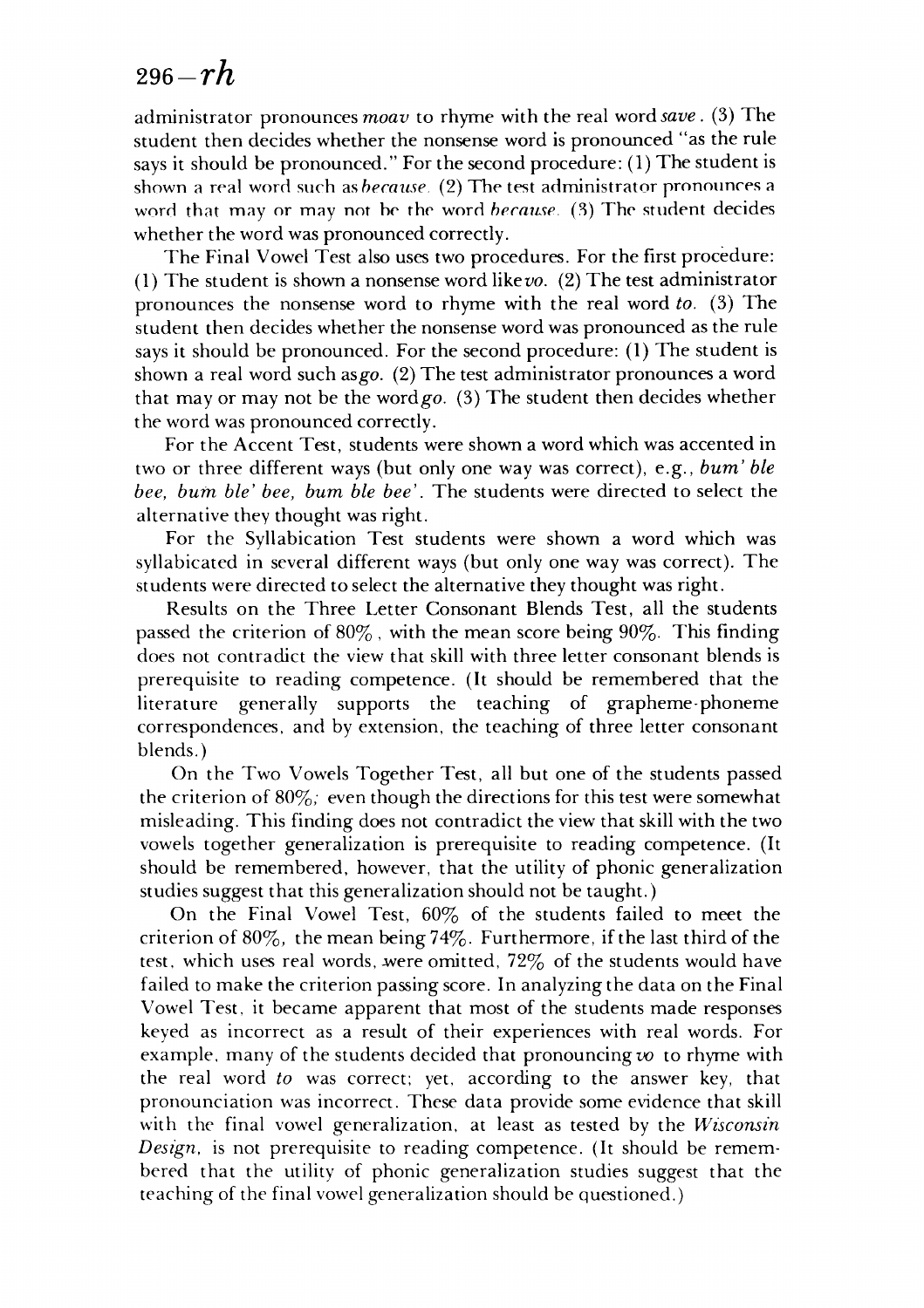administrator pronounces *moav* to rhyme with the real word *save*. (3) The student then decides whether the nonsense word is pronounced "as the rule says it should be pronounced." For the second procedure: (1) The student is shown a real word such as *because*. (2) The test administrator pronounces a word that may or may not be the word *because*. (3) The student decides whether the word was pronounced correctly.

The Final Vowel Test also uses two procedures. For the first procedure: (1) The student is shown a nonsense word like *vo*. (2) The test administrator pronounces the nonsense word to rhyme with the real word *to*. (3) The student then decides whether the nonsense word was pronounced as the rule says it should be pronounced. For the second procedure: (1) The student is shown a real word such as *go*. (2) The test administrator pronounces a word that may or may not be the word *go*. (3) The student then decides whether the word was pronounced correctly.

For the Accent Test, students were shown a word which was accented in two or three different ways (but only one way was correct), e.g., *bum' ble bee, bum ble' bee, bum ble bee'*. The students were directed to select the alternative they thought was right.

For the Syllabication Test students were shown a word which was syllabicated in several different ways (but only one way was correct). The students were directed to select the alternative they thought was right.

Results on the Three Letter Consonant Blends Test, all the students passed the criterion of 80%, with the mean score being 90%. This finding does not contradict the view that skill with three letter consonant blends is prerequisite to reading competence. (It should be remembered that the literature generally supports the teaching of grapheme-phoneme correspondences, and by extension, the teaching of three letter consonant blends.)

On the Two Vowels Together Test, all but one of the students passed the criterion of 80%; even though the directions for this test were somewhat misleading. This finding does not contradict the view that skill with the two vowels together generalization is prerequisite to reading competence. (It should be remembered, however, that the utility of phonic generalization studies suggest that this generalization should not be taught.)

On the Final Vowel Test, 60% of the students failed to meet the criterion of 80%, the mean being 74%. Furthermore, if the last third of the test, which uses real words, were omitted, 72% of the students would have failed to make the criterion passing score. In analyzing the data on the Final Vowel Test, it became apparent that most of the students made responses keyed as incorrect as a result of their experiences with real words. For example, many of the students decided that pronouncing *vo* to rhyme with the real word *to* was correct; yet, according to the answer key, that pronounciation was incorrect. These data provide some evidence that skill with the final vowel generalization, at least as tested by the *Wisconsin Design*, is not prerequisite to reading competence. (It should be remembered that the utility of phonic generalization studies suggest that the teaching of the final vowel generalization should be questioned.)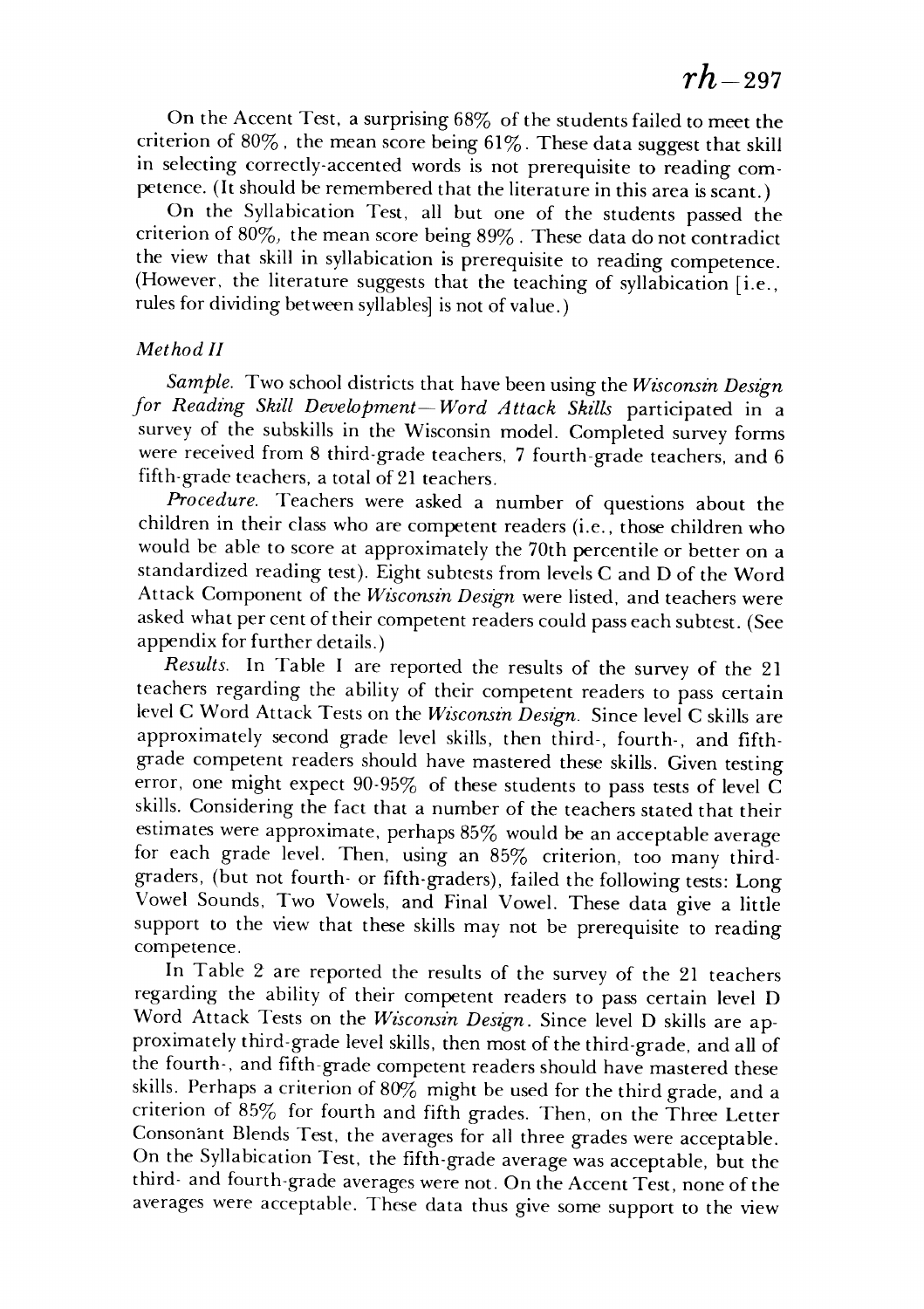On the Accent Test, a surprising 68% of the students failed to meet the criterion of 80%, the mean score being 61%. These data suggest that skill in selecting correctly-accented words is not prerequisite to reading competence. (It should be remembered that the literature in this area is scant.)

On the Syllabication Test, all but one of the students passed the criterion of 80%, the mean score being 89%. These data do not contradict the view that skill in syllabication is prerequisite to reading competence. (However, the literature suggests that the teaching of syllabication [i.e., rules for dividing between syllables] is not of value.)

### *Method II*

*Sample.* Two school districts that have been using the *Wisconsin Design for Reading Skill Development—Word Attack Skills* participated in a survey of the subskills in the Wisconsin model. Completed survey forms were received from 8 third-grade teachers, 7 fourth-grade teachers, and 6 fifth-grade teachers, a total of 21 teachers.

*Procedure.* Teachers were asked a number of questions about the children in their class who are competent readers (i.e., those children who would be able to score at approximately the 70th percentile or better on a standardized reading test). Eight subtests from levels C and D of the Word Attack Component of the *Wisconsin Design* were listed, and teachers were asked what per cent of their competent readers could pass each subtest. (See appendix for further details.)

*Results.* In Table I are reported the results of the survey of the 21 teachers regarding the ability of their competent readers to pass certain level C Word Attack Tests on the *Wisconsin Design*. Since level C skills are approximately second grade level skills, then third-, fourth-, and fifth-grade competent readers should have mastered these skills. Given testing error, one might expect 90-95% of these students to pass tests of level C skills. Considering the fact that a number of the teachers stated that their estimates were approximate, perhaps 85% would be an acceptable average for each grade level. Then, using an 85% criterion, too many third-graders, (but not fourth- or fifth-graders), failed the following tests: Long Vowel Sounds, Two Vowels, and Final Vowel. These data give a little support to the view that these skills may not be prerequisite to reading competence.

In Table 2 are reported the results of the survey of the 21 teachers regarding the ability of their competent readers to pass certain level D Word Attack Tests on the *Wisconsin Design*. Since level D skills are approximately third-grade level skills, then most of the third-grade, and all of the fourth-, and fifth-grade competent readers should have mastered these skills. Perhaps a criterion of 80% might be used for the third grade, and a criterion of 85% for fourth and fifth grades. Then, on the Three Letter Consonant Blends Test, the averages for all three grades were acceptable. On the Syllabication Test, the fifth-grade average was acceptable, but the third- and fourth-grade averages were not. On the Accent Test, none of the averages were acceptable. These data thus give some support to the view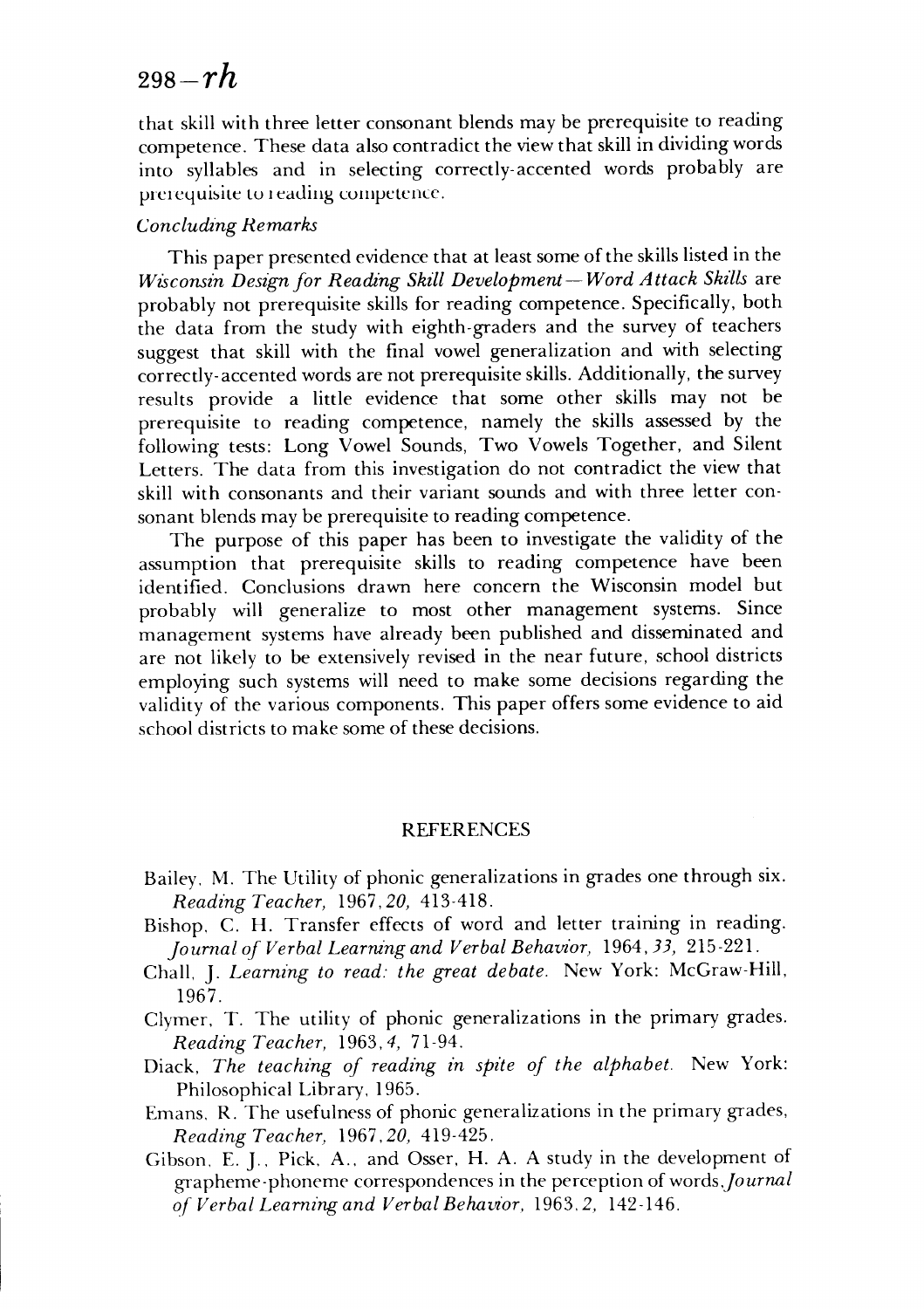that skill with three letter consonant blends may be prerequisite to reading competence. These data also contradict the view that skill in dividing words into syllables and in selecting correctly-accented words probably are prerequisite to reading competence.

*Concluding Remarks*

This paper presented evidence that at least some of the skills listed in the *Wisconsin Design for Reading Skill Development—Word Attack Skills* are probably not prerequisite skills for reading competence. Specifically, both the data from the study with eighth-graders and the survey of teachers suggest that skill with the final vowel generalization and with selecting correctly-accented words are not prerequisite skills. Additionally, the survey results provide a little evidence that some other skills may not be prerequisite to reading competence, namely the skills assessed by the following tests: Long Vowel Sounds, Two Vowels Together, and Silent Letters. The data from this investigation do not contradict the view that skill with consonants and their variant sounds and with three letter consonant blends may be prerequisite to reading competence.

The purpose of this paper has been to investigate the validity of the assumption that prerequisite skills to reading competence have been identified. Conclusions drawn here concern the Wisconsin model but probably will generalize to most other management systems. Since management systems have already been published and disseminated and are not likely to be extensively revised in the near future, school districts employing such systems will need to make some decisions regarding the validity of the various components. This paper offers some evidence to aid school districts to make some of these decisions.

## REFERENCES

Bailey, M. The Utility of phonic generalizations in grades one through six. *Reading Teacher,* 1967, *20,* 413-418.

Bishop, C. H. Transfer effects of word and letter training in reading. *Journal of Verbal Learning and Verbal Behavior,* 1964, *33,* 215-221.

Chall, J. *Learning to read: the great debate.* New York: McGraw-Hill, 1967.

Clymer, T. The utility of phonic generalizations in the primary grades. *Reading Teacher,* 1963, *4,* 71-94.

Diack, *The teaching of reading in spite of the alphabet.* New York: Philosophical Library, 1965.

Emans, R. The usefulness of phonic generalizations in the primary grades, *Reading Teacher,* 1967, *20,* 419-425.

Gibson, E. J., Pick, A., and Osser, H. A. A study in the development of grapheme-phoneme correspondences in the perception of words, *Journal of Verbal Learning and Verbal Behavior,* 1963, *2,* 142-146.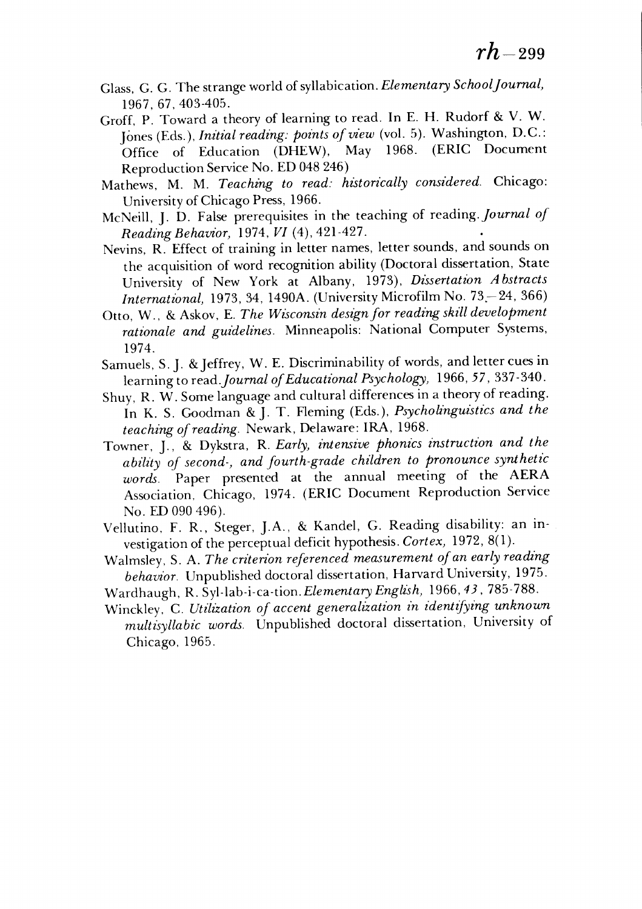Glass, G. G. The strange world of syllabication. *Elementary School Journal,* 1967, 67, 403-405.

Groff, P. Toward a theory of learning to read. In E. H. Rudorf & V. W. Jones (Eds.), *Initial reading: points of view* (vol. 5). Washington, D.C.: Office of Education (DHEW), May 1968. (ERIC Document Reproduction Service No. ED 048 246)

Mathews, M. M. *Teaching to read: historically considered.* Chicago: University of Chicago Press, 1966.

McNeill, J. D. False prerequisites in the teaching of reading. *Journal of Reading Behavior,* 1974, *VI* (4), 421-427.

Nevins, R. Effect of training in letter names, letter sounds, and sounds on the acquisition of word recognition ability (Doctoral dissertation, State University of New York at Albany, 1973), *Dissertation Abstracts International,* 1973, 34, 1490A. (University Microfilm No. 73-24, 366)

Otto, W., & Askov, E. *The Wisconsin design for reading skill development rationale and guidelines.* Minneapolis: National Computer Systems, 1974.

Samuels, S. J. & Jeffrey, W. E. Discriminability of words, and letter cues in learning to read. *Journal of Educational Psychology,* 1966, *57*, 337-340.

Shuy, R. W. Some language and cultural differences in a theory of reading. In K. S. Goodman & J. T. Fleming (Eds.), *Psycholinguistics and the teaching of reading.* Newark, Delaware: IRA, 1968.

Towner, J., & Dykstra, R. *Early, intensive phonics instruction and the ability of second-, and fourth-grade children to pronounce synthetic words.* Paper presented at the annual meeting of the AERA Association, Chicago, 1974. (ERIC Document Reproduction Service No. ED 090 496).

Vellutino, F. R., Steger, J.A., & Kandel, G. Reading disability: an investigation of the perceptual deficit hypothesis. *Cortex,* 1972, 8(1).

Walmsley, S. A. *The criterion referenced measurement of an early reading behavior.* Unpublished doctoral dissertation, Harvard University, 1975.

Wardhaugh, R. Syl-lab-i-ca-tion. *Elementary English,* 1966, *43*, 785-788.

Winckley, C. *Utilization of accent generalization in identifying unknown multisyllabic words.* Unpublished doctoral dissertation, University of Chicago, 1965.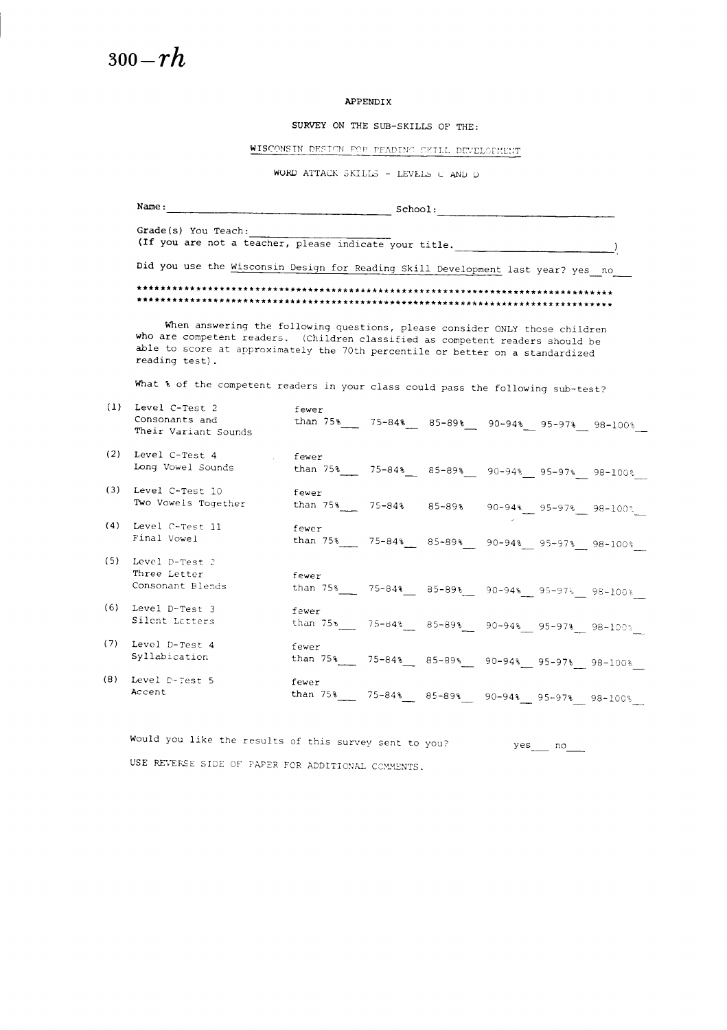## APPENDIX

### SURVEY ON THE SUB-SKILLS OF THE:

### WISCONSIN DESIGN FOR READING SKILL DEVELOPMENT

### WORD ATTACK SKILLS - LEVELS C AND D

Name: ______________________________ School: ______________________

Grade(s) You Teach: ____________________
(If you are not a teacher, please indicate your title. ____________________)

Did you use the Wisconsin Design for Reading Skill Development last year? yes__ no___

When answering the following questions, please consider ONLY those children who are competent readers. (Children classified as competent readers should be able to score at approximately the 70th percentile or better on a standardized reading test).

What % of the competent readers in your class could pass the following sub-test?

| | Sub-test | fewer than 75% | 75-84% | 85-89% | 90-94% | 95-97% | 98-100% |
|---|---|---|---|---|---|---|---|
| (1) | Level C-Test 2 Consonants and Their Variant Sounds | ___ | ___ | ___ | ___ | ___ | ___ |
| (2) | Level C-Test 4 Long Vowel Sounds | ___ | ___ | ___ | ___ | ___ | ___ |
| (3) | Level C-Test 10 Two Vowels Together | ___ | ___ | ___ | ___ | ___ | ___ |
| (4) | Level C-Test 11 Final Vowel | ___ | ___ | ___ | ___ | ___ | ___ |
| (5) | Level D-Test 2 Three Letter Consonant Blends | ___ | ___ | ___ | ___ | ___ | ___ |
| (6) | Level D-Test 3 Silent Letters | ___ | ___ | ___ | ___ | ___ | ___ |
| (7) | Level D-Test 4 Syllabication | ___ | ___ | ___ | ___ | ___ | ___ |
| (8) | Level D-Test 5 Accent | ___ | ___ | ___ | ___ | ___ | ___ |

Would you like the results of this survey sent to you? yes___ no___

USE REVERSE SIDE OF PAPER FOR ADDITIONAL COMMENTS.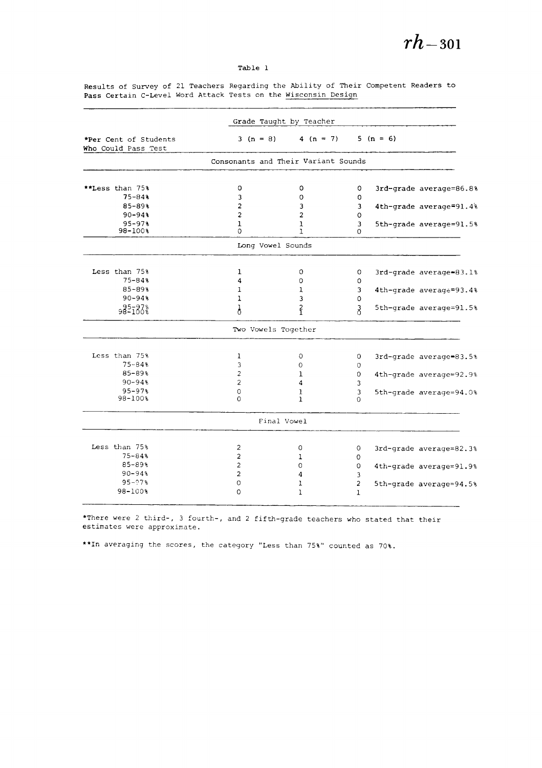Table 1

Results of Survey of 21 Teachers Regarding the Ability of Their Competent Readers to Pass Certain C-Level Word Attack Tests on the Wisconsin Design

| *Per Cent of Students Who Could Pass Test | Grade Taught by Teacher 3 (n = 8) | 4 (n = 7) | 5 (n = 6) | |
|---|---|---|---|---|
| **Consonants and Their Variant Sounds** | | | | |
| **Less than 75% | 0 | 0 | 0 | 3rd-grade average=86.8% |
| 75-84% | 3 | 0 | 0 | |
| 85-89% | 2 | 3 | 3 | 4th-grade average=91.4% |
| 90-94% | 2 | 2 | 0 | |
| 95-97% | 1 | 1 | 3 | 5th-grade average=91.5% |
| 98-100% | 0 | 1 | 0 | |
| **Long Vowel Sounds** | | | | |
| Less than 75% | 1 | 0 | 0 | 3rd-grade average=83.1% |
| 75-84% | 4 | 0 | 0 | |
| 85-89% | 1 | 1 | 3 | 4th-grade average=93.4% |
| 90-94% | 1 | 3 | 0 | |
| 95-97% | 1 | 2 | 3 | 5th-grade average=91.5% |
| 98-100% | 0 | 1 | 0 | |
| **Two Vowels Together** | | | | |
| Less than 75% | 1 | 0 | 0 | 3rd-grade average=83.5% |
| 75-84% | 3 | 0 | 0 | |
| 85-89% | 2 | 1 | 0 | 4th-grade average=92.9% |
| 90-94% | 2 | 4 | 3 | |
| 95-97% | 0 | 1 | 3 | 5th-grade average=94.0% |
| 98-100% | 0 | 1 | 0 | |
| **Final Vowel** | | | | |
| Less than 75% | 2 | 0 | 0 | 3rd-grade average=82.3% |
| 75-84% | 2 | 1 | 0 | |
| 85-89% | 2 | 0 | 0 | 4th-grade average=91.9% |
| 90-94% | 2 | 4 | 3 | |
| 95-97% | 0 | 1 | 2 | 5th-grade average=94.5% |
| 98-100% | 0 | 1 | 1 | |

*There were 2 third-, 3 fourth-, and 2 fifth-grade teachers who stated that their estimates were approximate.

**In averaging the scores, the category "Less than 75%" counted as 70%.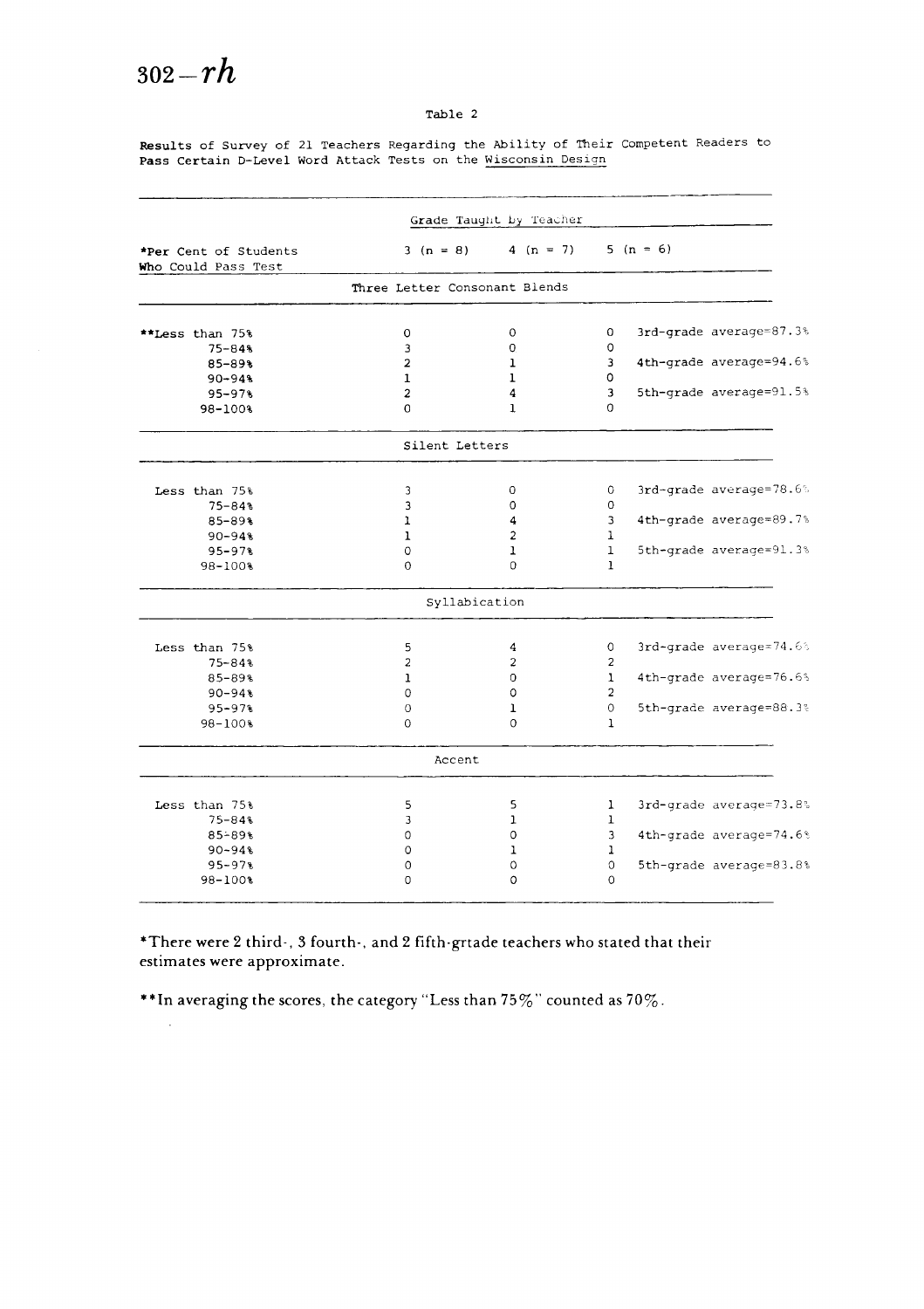Table 2

**Results of Survey of 21 Teachers Regarding the Ability of Their Competent Readers to Pass Certain D-Level Word Attack Tests on the Wisconsin Design**

| *Per Cent of Students Who Could Pass Test | Grade Taught by Teacher | | | |
|---|---|---|---|---|
| | 3 (n = 8) | 4 (n = 7) | 5 (n = 6) | |
| **Three Letter Consonant Blends** | | | | |
| **Less than 75% | 0 | 0 | 0 | 3rd-grade average=87.3% |
| 75-84% | 3 | 0 | 0 | |
| 85-89% | 2 | 1 | 3 | 4th-grade average=94.6% |
| 90-94% | 1 | 1 | 0 | |
| 95-97% | 2 | 4 | 3 | 5th-grade average=91.5% |
| 98-100% | 0 | 1 | 0 | |
| **Silent Letters** | | | | |
| Less than 75% | 3 | 0 | 0 | 3rd-grade average=78.6% |
| 75-84% | 3 | 0 | 0 | |
| 85-89% | 1 | 4 | 3 | 4th-grade average=89.7% |
| 90-94% | 1 | 2 | 1 | |
| 95-97% | 0 | 1 | 1 | 5th-grade average=91.3% |
| 98-100% | 0 | 0 | 1 | |
| **Syllabication** | | | | |
| Less than 75% | 5 | 4 | 0 | 3rd-grade average=74.6% |
| 75-84% | 2 | 2 | 2 | |
| 85-89% | 1 | 0 | 1 | 4th-grade average=76.6% |
| 90-94% | 0 | 0 | 2 | |
| 95-97% | 0 | 1 | 0 | 5th-grade average=88.3% |
| 98-100% | 0 | 0 | 1 | |
| **Accent** | | | | |
| Less than 75% | 5 | 5 | 1 | 3rd-grade average=73.8% |
| 75-84% | 3 | 1 | 1 | |
| 85-89% | 0 | 0 | 3 | 4th-grade average=74.6% |
| 90-94% | 0 | 1 | 1 | |
| 95-97% | 0 | 0 | 0 | 5th-grade average=83.8% |
| 98-100% | 0 | 0 | 0 | |

*There were 2 third-, 3 fourth-, and 2 fifth-grtade teachers who stated that their estimates were approximate.

**In averaging the scores, the category "Less than 75%" counted as 70%.